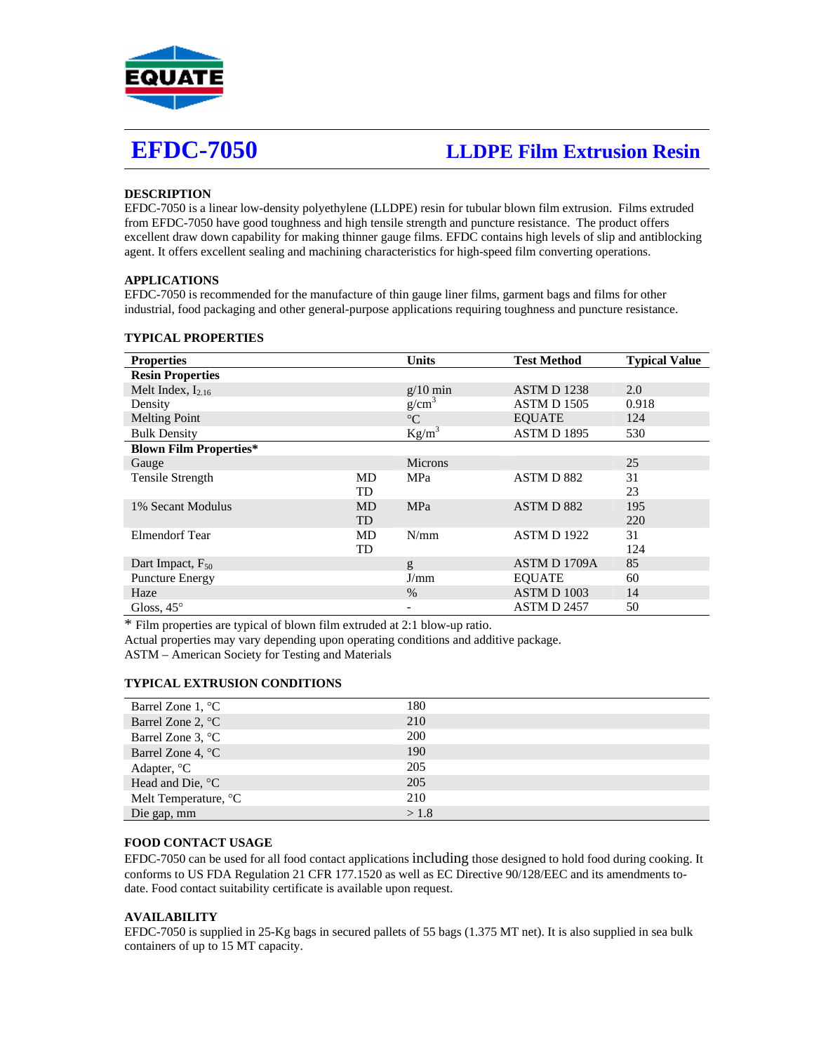EQUATE

# EFDC-7050 LLDPE Film Extrusion Resin

### DESCRIPTION

EFDC-7050 is a linear low-density polyethylene (LLDPE) resin for tubular blown film extrusion. Films extruded from EFDC-7050 have good toughness and high tensile strength and puncture resistance. The product offers excellent draw down capability for making thinner gauge films. EFDC contains high levels of slip and antiblocking agent. It offers excellent sealing and machining characteristics for high-speed film converting operations.

### APPLICATIONS

EFDC-7050 is recommended for the manufacture of thin gauge liner films, garment bags and films for other industrial, food packaging and other general-purpose applications requiring toughness and puncture resistance.

### TYPICAL PROPERTIES

| Properties | | Units | Test Method | Typical Value |
|---|---|---|---|---|
| **Resin Properties** | | | | |
| Melt Index, $I_{2.16}$ | | g/10 min | ASTM D 1238 | 2.0 |
| Density | | $g/cm^3$ | ASTM D 1505 | 0.918 |
| Melting Point | | °C | EQUATE | 124 |
| Bulk Density | | $Kg/m^3$ | ASTM D 1895 | 530 |
| **Blown Film Properties*** | | | | |
| Gauge | | Microns | | 25 |
| Tensile Strength | MD | MPa | ASTM D 882 | 31 |
| | TD | | | 23 |
| 1% Secant Modulus | MD | MPa | ASTM D 882 | 195 |
| | TD | | | 220 |
| Elmendorf Tear | MD | N/mm | ASTM D 1922 | 31 |
| | TD | | | 124 |
| Dart Impact, $F_{50}$ | | g | ASTM D 1709A | 85 |
| Puncture Energy | | J/mm | EQUATE | 60 |
| Haze | | % | ASTM D 1003 | 14 |
| Gloss, 45° | | - | ASTM D 2457 | 50 |

\* Film properties are typical of blown film extruded at 2:1 blow-up ratio.
Actual properties may vary depending upon operating conditions and additive package.
ASTM – American Society for Testing and Materials

### TYPICAL EXTRUSION CONDITIONS

| | |
|---|---|
| Barrel Zone 1, °C | 180 |
| Barrel Zone 2, °C | 210 |
| Barrel Zone 3, °C | 200 |
| Barrel Zone 4, °C | 190 |
| Adapter, °C | 205 |
| Head and Die, °C | 205 |
| Melt Temperature, °C | 210 |
| Die gap, mm | > 1.8 |

### FOOD CONTACT USAGE

EFDC-7050 can be used for all food contact applications including those designed to hold food during cooking. It conforms to US FDA Regulation 21 CFR 177.1520 as well as EC Directive 90/128/EEC and its amendments to-date. Food contact suitability certificate is available upon request.

### AVAILABILITY

EFDC-7050 is supplied in 25-Kg bags in secured pallets of 55 bags (1.375 MT net). It is also supplied in sea bulk containers of up to 15 MT capacity.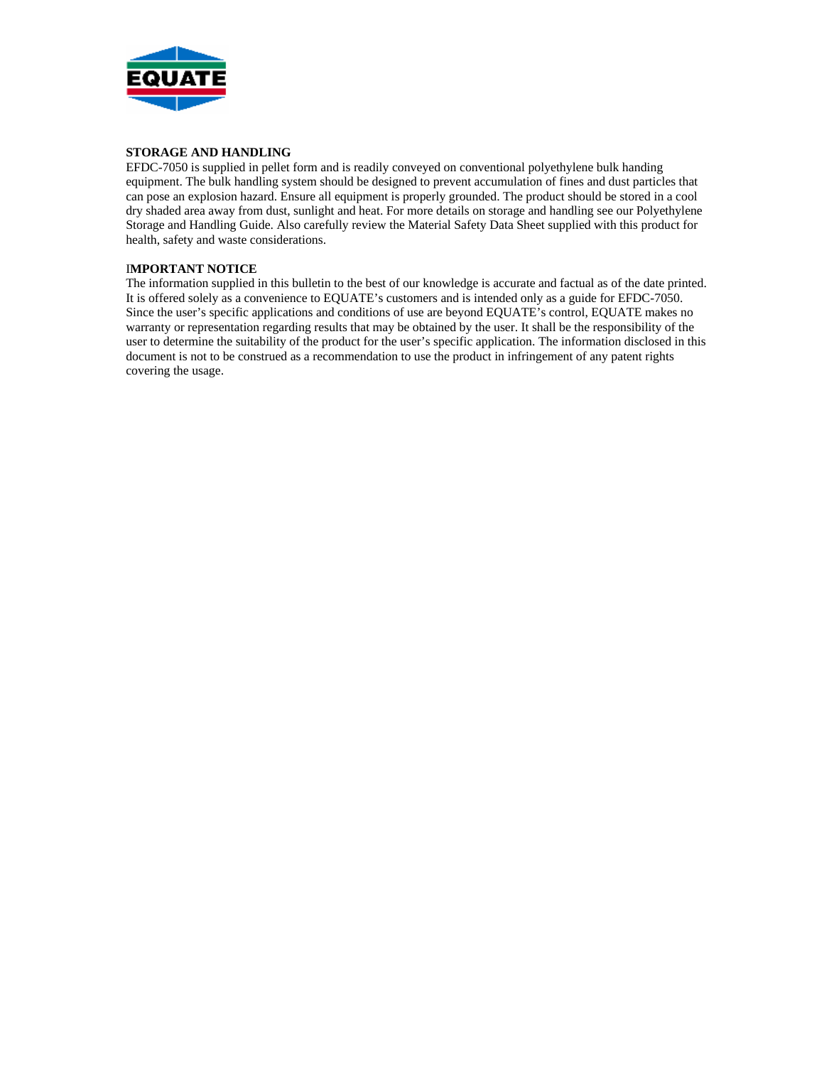**STORAGE AND HANDLING**

EFDC-7050 is supplied in pellet form and is readily conveyed on conventional polyethylene bulk handing equipment. The bulk handling system should be designed to prevent accumulation of fines and dust particles that can pose an explosion hazard. Ensure all equipment is properly grounded. The product should be stored in a cool dry shaded area away from dust, sunlight and heat. For more details on storage and handling see our Polyethylene Storage and Handling Guide. Also carefully review the Material Safety Data Sheet supplied with this product for health, safety and waste considerations.

**IMPORTANT NOTICE**

The information supplied in this bulletin to the best of our knowledge is accurate and factual as of the date printed. It is offered solely as a convenience to EQUATE's customers and is intended only as a guide for EFDC-7050. Since the user's specific applications and conditions of use are beyond EQUATE's control, EQUATE makes no warranty or representation regarding results that may be obtained by the user. It shall be the responsibility of the user to determine the suitability of the product for the user's specific application. The information disclosed in this document is not to be construed as a recommendation to use the product in infringement of any patent rights covering the usage.